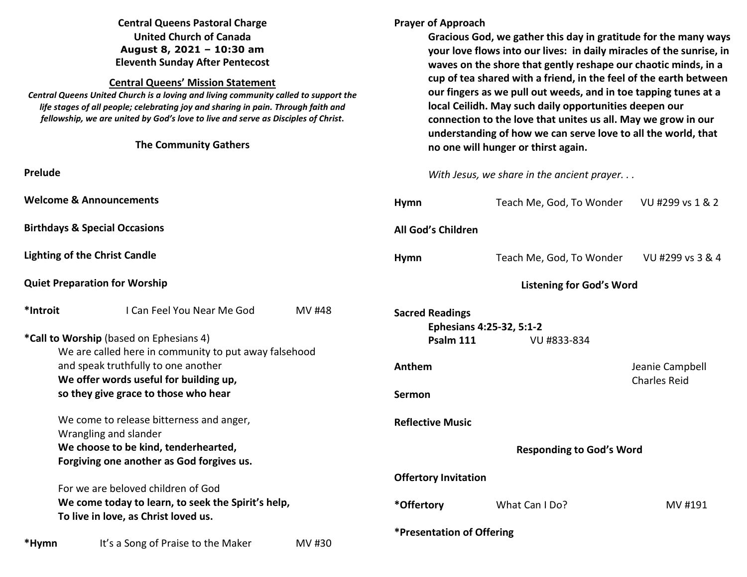**Central Queens Pastoral Charge**
**United Church of Canada**
**August 8, 2021 – 10:30 am**
**Eleventh Sunday After Pentecost**

**Central Queens' Mission Statement**

*Central Queens United Church is a loving and living community called to support the life stages of all people; celebrating joy and sharing in pain. Through faith and fellowship, we are united by God's love to live and serve as Disciples of Christ.*

## The Community Gathers

**Prelude**

**Welcome & Announcements**

**Birthdays & Special Occasions**

**Lighting of the Christ Candle**

**Quiet Preparation for Worship**

**\*Introit** I Can Feel You Near Me God MV #48

**\*Call to Worship** (based on Ephesians 4)

We are called here in community to put away falsehood
and speak truthfully to one another
**We offer words useful for building up,**
**so they give grace to those who hear**

We come to release bitterness and anger,
Wrangling and slander
**We choose to be kind, tenderhearted,**
**Forgiving one another as God forgives us.**

For we are beloved children of God
**We come today to learn, to seek the Spirit's help,**
**To live in love, as Christ loved us.**

**\*Hymn** It's a Song of Praise to the Maker MV #30

**Prayer of Approach**

**Gracious God, we gather this day in gratitude for the many ways your love flows into our lives: in daily miracles of the sunrise, in waves on the shore that gently reshape our chaotic minds, in a cup of tea shared with a friend, in the feel of the earth between our fingers as we pull out weeds, and in toe tapping tunes at a local Ceilidh. May such daily opportunities deepen our connection to the love that unites us all. May we grow in our understanding of how we can serve love to all the world, that no one will hunger or thirst again.**

*With Jesus, we share in the ancient prayer. . .*

**Hymn** Teach Me, God, To Wonder VU #299 vs 1 & 2

**All God's Children**

**Hymn** Teach Me, God, To Wonder VU #299 vs 3 & 4

## Listening for God's Word

**Sacred Readings**
**Ephesians 4:25-32, 5:1-2**
**Psalm 111** VU #833-834

**Anthem** Jeanie Campbell
Charles Reid

**Sermon**

**Reflective Music**

## Responding to God's Word

**Offertory Invitation**

**\*Offertory** What Can I Do? MV #191

**\*Presentation of Offering**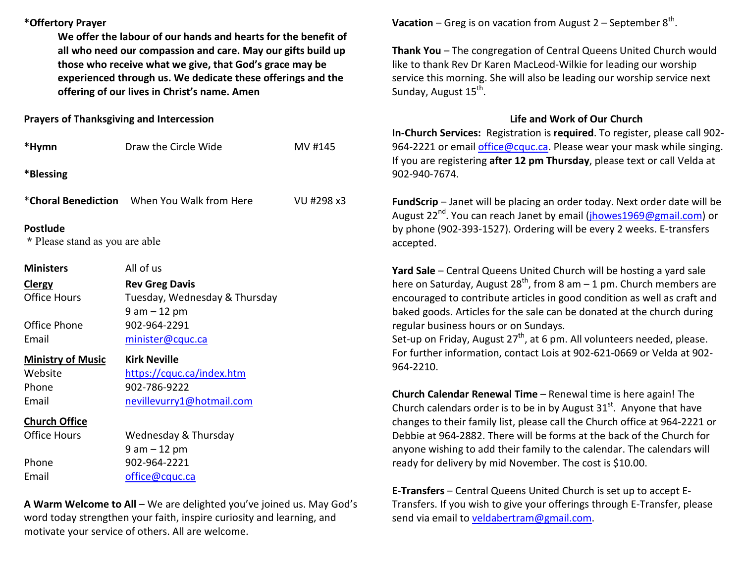**\*Offertory Prayer**

> **We offer the labour of our hands and hearts for the benefit of all who need our compassion and care. May our gifts build up those who receive what we give, that God's grace may be experienced through us. We dedicate these offerings and the offering of our lives in Christ's name. Amen**

**Prayers of Thanksgiving and Intercession**

| | | |
|---|---|---|
| **\*Hymn** | Draw the Circle Wide | MV #145 |
| **\*Blessing** | | |
| \***Choral Benediction** | When You Walk from Here | VU #298 x3 |

**Postlude**

\* Please stand as you are able

| | |
|---|---|
| **Ministers** | All of us |
| **Clergy** | **Rev Greg Davis** |
| Office Hours | Tuesday, Wednesday & Thursday 9 am – 12 pm |
| Office Phone | 902-964-2291 |
| Email | minister@cquc.ca |
| **Ministry of Music** | **Kirk Neville** |
| Website | https://cquc.ca/index.htm |
| Phone | 902-786-9222 |
| Email | nevillevurry1@hotmail.com |
| **Church Office** | |
| Office Hours | Wednesday & Thursday 9 am – 12 pm |
| Phone | 902-964-2221 |
| Email | office@cquc.ca |

**A Warm Welcome to All** – We are delighted you've joined us. May God's word today strengthen your faith, inspire curiosity and learning, and motivate your service of others. All are welcome.

**Vacation** – Greg is on vacation from August 2 – September 8th.

**Thank You** – The congregation of Central Queens United Church would like to thank Rev Dr Karen MacLeod-Wilkie for leading our worship service this morning. She will also be leading our worship service next Sunday, August 15th.

## Life and Work of Our Church

**In-Church Services:** Registration is **required**. To register, please call 902-964-2221 or email office@cquc.ca. Please wear your mask while singing. If you are registering **after 12 pm Thursday**, please text or call Velda at 902-940-7674.

**FundScrip** – Janet will be placing an order today. Next order date will be August 22nd. You can reach Janet by email (jhowes1969@gmail.com) or by phone (902-393-1527). Ordering will be every 2 weeks. E-transfers accepted.

**Yard Sale** – Central Queens United Church will be hosting a yard sale here on Saturday, August 28th, from 8 am – 1 pm. Church members are encouraged to contribute articles in good condition as well as craft and baked goods. Articles for the sale can be donated at the church during regular business hours or on Sundays.
Set-up on Friday, August 27th, at 6 pm. All volunteers needed, please. For further information, contact Lois at 902-621-0669 or Velda at 902-964-2210.

**Church Calendar Renewal Time** – Renewal time is here again! The Church calendars order is to be in by August 31st. Anyone that have changes to their family list, please call the Church office at 964-2221 or Debbie at 964-2882. There will be forms at the back of the Church for anyone wishing to add their family to the calendar. The calendars will ready for delivery by mid November. The cost is $10.00.

**E-Transfers** – Central Queens United Church is set up to accept E-Transfers. If you wish to give your offerings through E-Transfer, please send via email to veldabertram@gmail.com.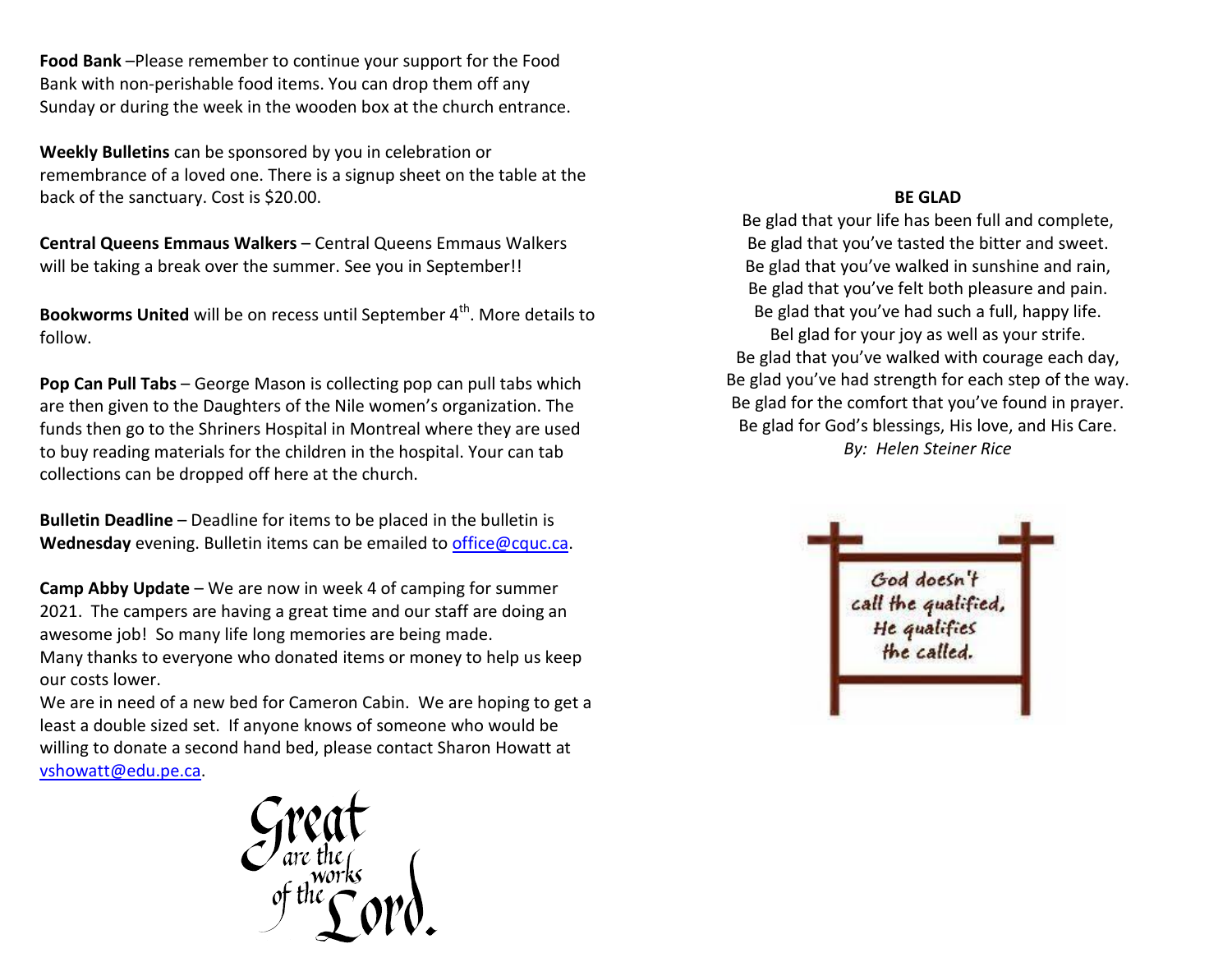**Food Bank** –Please remember to continue your support for the Food Bank with non-perishable food items. You can drop them off any Sunday or during the week in the wooden box at the church entrance.

**Weekly Bulletins** can be sponsored by you in celebration or remembrance of a loved one. There is a signup sheet on the table at the back of the sanctuary. Cost is $20.00.

**Central Queens Emmaus Walkers** – Central Queens Emmaus Walkers will be taking a break over the summer. See you in September!!

**Bookworms United** will be on recess until September 4th. More details to follow.

**Pop Can Pull Tabs** – George Mason is collecting pop can pull tabs which are then given to the Daughters of the Nile women's organization. The funds then go to the Shriners Hospital in Montreal where they are used to buy reading materials for the children in the hospital. Your can tab collections can be dropped off here at the church.

**Bulletin Deadline** – Deadline for items to be placed in the bulletin is **Wednesday** evening. Bulletin items can be emailed to office@cquc.ca.

**Camp Abby Update** – We are now in week 4 of camping for summer 2021. The campers are having a great time and our staff are doing an awesome job! So many life long memories are being made.
Many thanks to everyone who donated items or money to help us keep our costs lower.
We are in need of a new bed for Cameron Cabin. We are hoping to get a least a double sized set. If anyone knows of someone who would be willing to donate a second hand bed, please contact Sharon Howatt at vshowatt@edu.pe.ca.

Great are the works of the Lord.

**BE GLAD**

Be glad that your life has been full and complete,
Be glad that you've tasted the bitter and sweet.
Be glad that you've walked in sunshine and rain,
Be glad that you've felt both pleasure and pain.
Be glad that you've had such a full, happy life.
Bel glad for your joy as well as your strife.
Be glad that you've walked with courage each day,
Be glad you've had strength for each step of the way.
Be glad for the comfort that you've found in prayer.
Be glad for God's blessings, His love, and His Care.
*By: Helen Steiner Rice*

God doesn't call the qualified, He qualifies the called.